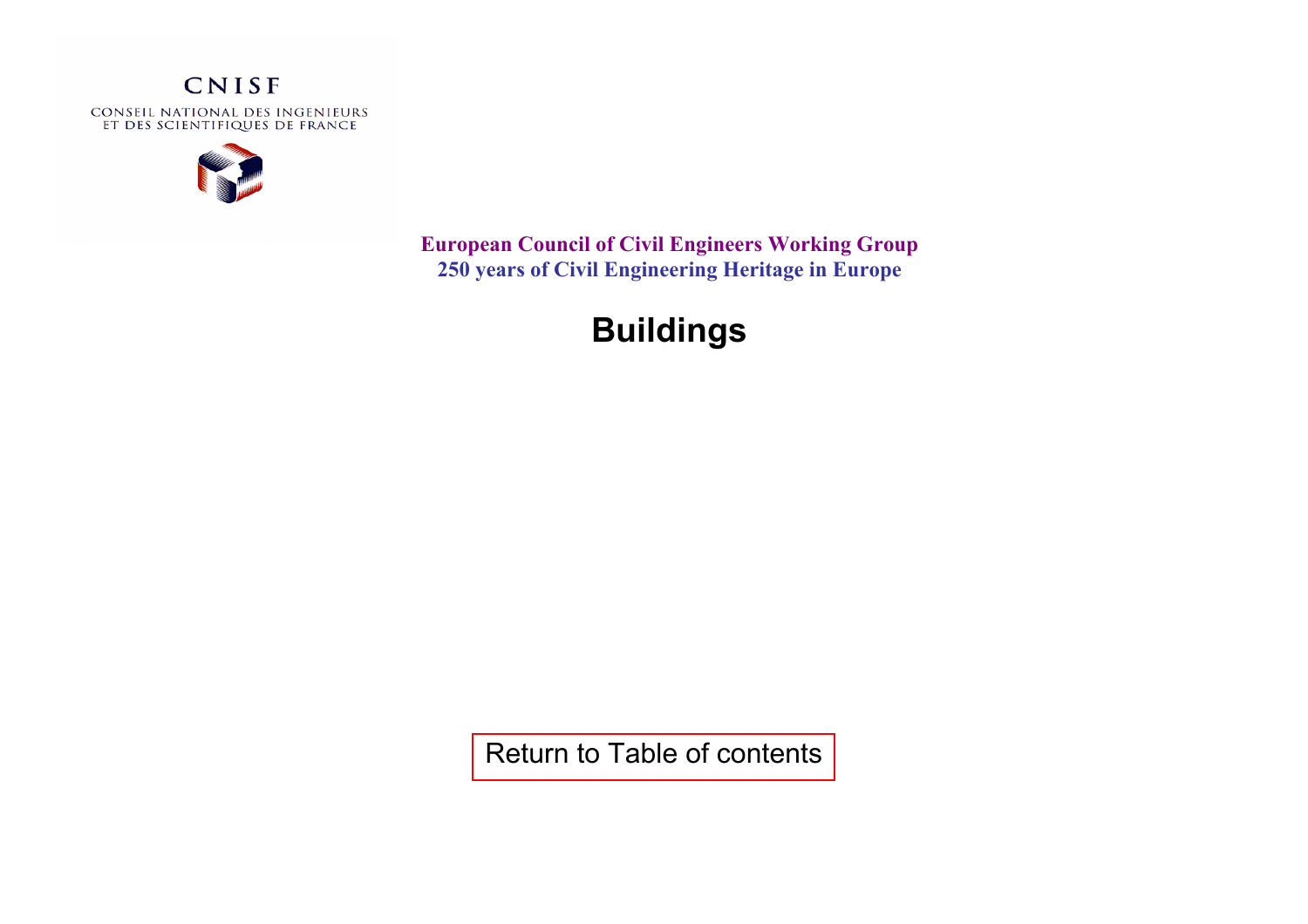CNISF

CONSEIL NATIONAL DES INGENIEURS ET DES SCIENTIFIQUES DE FRANCE

**European Council of Civil Engineers Working Group**
**250 years of Civil Engineering Heritage in Europe**

# Buildings

Return to Table of contents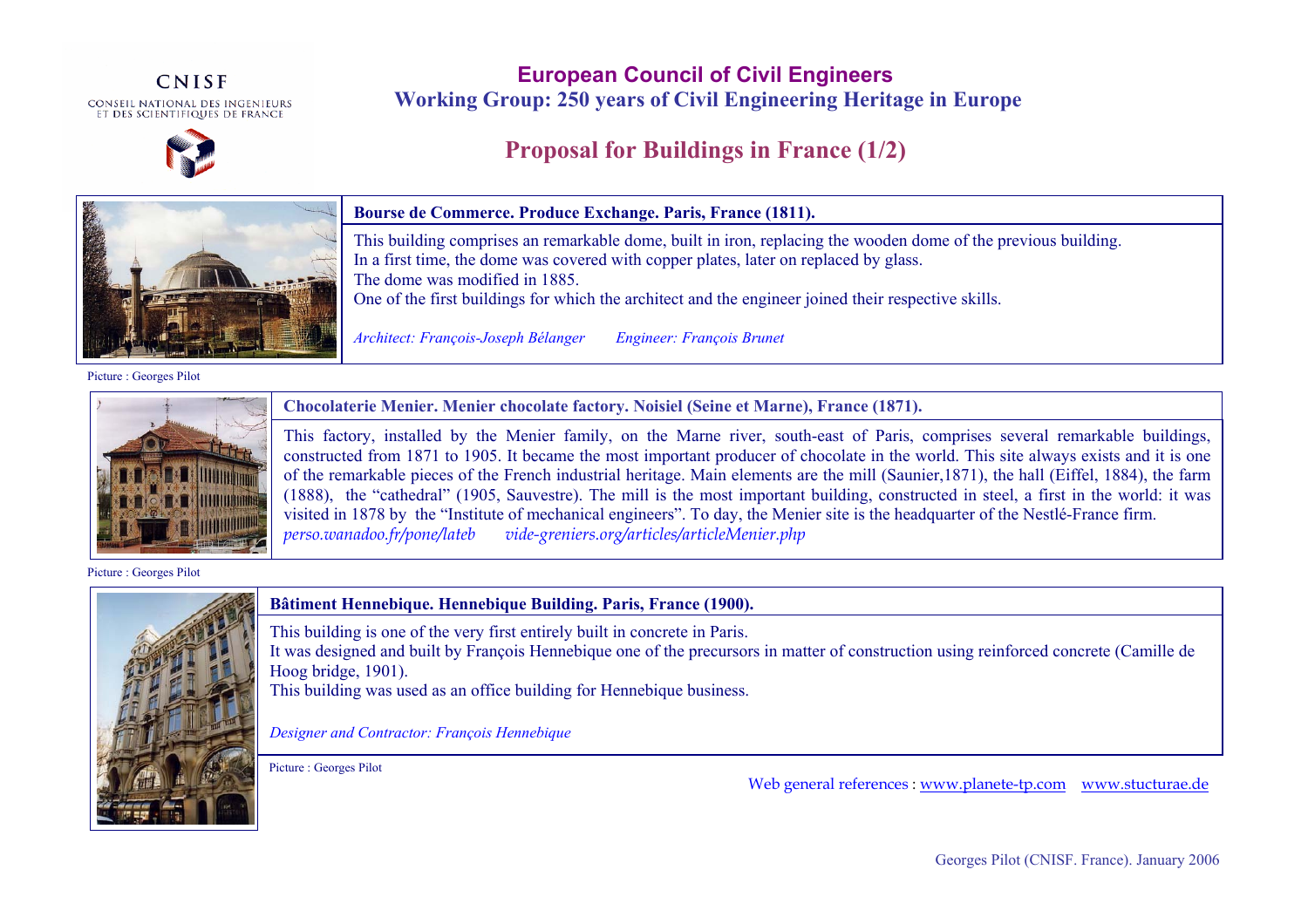CNISF

CONSEIL NATIONAL DES INGENIEURS ET DES SCIENTIFIQUES DE FRANCE

# European Council of Civil Engineers

## Working Group: 250 years of Civil Engineering Heritage in Europe

## Proposal for Buildings in France (1/2)

### Bourse de Commerce. Produce Exchange. Paris, France (1811).

This building comprises an remarkable dome, built in iron, replacing the wooden dome of the previous building.
In a first time, the dome was covered with copper plates, later on replaced by glass.
The dome was modified in 1885.
One of the first buildings for which the architect and the engineer joined their respective skills.

*Architect: François-Joseph Bélanger* *Engineer: François Brunet*

Picture : Georges Pilot

### Chocolaterie Menier. Menier chocolate factory. Noisiel (Seine et Marne), France (1871).

This factory, installed by the Menier family, on the Marne river, south-east of Paris, comprises several remarkable buildings, constructed from 1871 to 1905. It became the most important producer of chocolate in the world. This site always exists and it is one of the remarkable pieces of the French industrial heritage. Main elements are the mill (Saunier,1871), the hall (Eiffel, 1884), the farm (1888), the "cathedral" (1905, Sauvestre). The mill is the most important building, constructed in steel, a first in the world: it was visited in 1878 by the "Institute of mechanical engineers". To day, the Menier site is the headquarter of the Nestlé-France firm.
*perso.wanadoo.fr/pone/lateb* *vide-greniers.org/articles/articleMenier.php*

Picture : Georges Pilot

### Bâtiment Hennebique. Hennebique Building. Paris, France (1900).

This building is one of the very first entirely built in concrete in Paris.
It was designed and built by François Hennebique one of the precursors in matter of construction using reinforced concrete (Camille de Hoog bridge, 1901).
This building was used as an office building for Hennebique business.

*Designer and Contractor: François Hennebique*

Picture : Georges Pilot

Web general references : www.planete-tp.com www.stucturae.de

Georges Pilot (CNISF. France). January 2006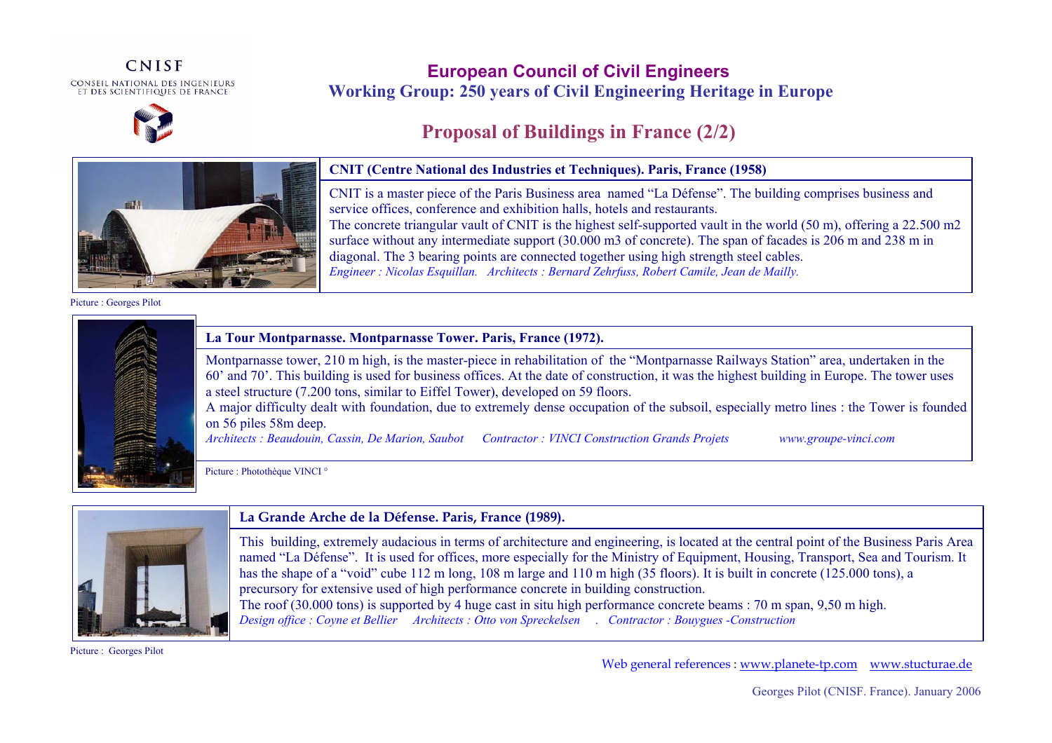CNISF

CONSEIL NATIONAL DES INGENIEURS ET DES SCIENTIFIQUES DE FRANCE

# European Council of Civil Engineers

## Working Group: 250 years of Civil Engineering Heritage in Europe

## Proposal of Buildings in France (2/2)

### CNIT (Centre National des Industries et Techniques). Paris, France (1958)

CNIT is a master piece of the Paris Business area named “La Défense”. The building comprises business and service offices, conference and exhibition halls, hotels and restaurants.
The concrete triangular vault of CNIT is the highest self-supported vault in the world (50 m), offering a 22.500 m2 surface without any intermediate support (30.000 m3 of concrete). The span of facades is 206 m and 238 m in diagonal. The 3 bearing points are connected together using high strength steel cables.
*Engineer : Nicolas Esquillan. Architects : Bernard Zehrfuss, Robert Camile, Jean de Mailly.*

Picture : Georges Pilot

### La Tour Montparnasse. Montparnasse Tower. Paris, France (1972).

Montparnasse tower, 210 m high, is the master-piece in rehabilitation of the “Montparnasse Railways Station” area, undertaken in the 60’ and 70’. This building is used for business offices. At the date of construction, it was the highest building in Europe. The tower uses a steel structure (7.200 tons, similar to Eiffel Tower), developed on 59 floors.
A major difficulty dealt with foundation, due to extremely dense occupation of the subsoil, especially metro lines : the Tower is founded on 56 piles 58m deep.
*Architects : Beaudouin, Cassin, De Marion, Saubot Contractor : VINCI Construction Grands Projets www.groupe-vinci.com*

Picture : Photothèque VINCI °

### La Grande Arche de la Défense. Paris, France (1989).

This building, extremely audacious in terms of architecture and engineering, is located at the central point of the Business Paris Area named “La Défense”. It is used for offices, more especially for the Ministry of Equipment, Housing, Transport, Sea and Tourism. It has the shape of a “void” cube 112 m long, 108 m large and 110 m high (35 floors). It is built in concrete (125.000 tons), a precursory for extensive used of high performance concrete in building construction.
The roof (30.000 tons) is supported by 4 huge cast in situ high performance concrete beams : 70 m span, 9,50 m high.
*Design office : Coyne et Bellier Architects : Otto von Spreckelsen . Contractor : Bouygues -Construction*

Picture : Georges Pilot

Web general references : www.planete-tp.com www.stucturae.de

Georges Pilot (CNISF. France). January 2006